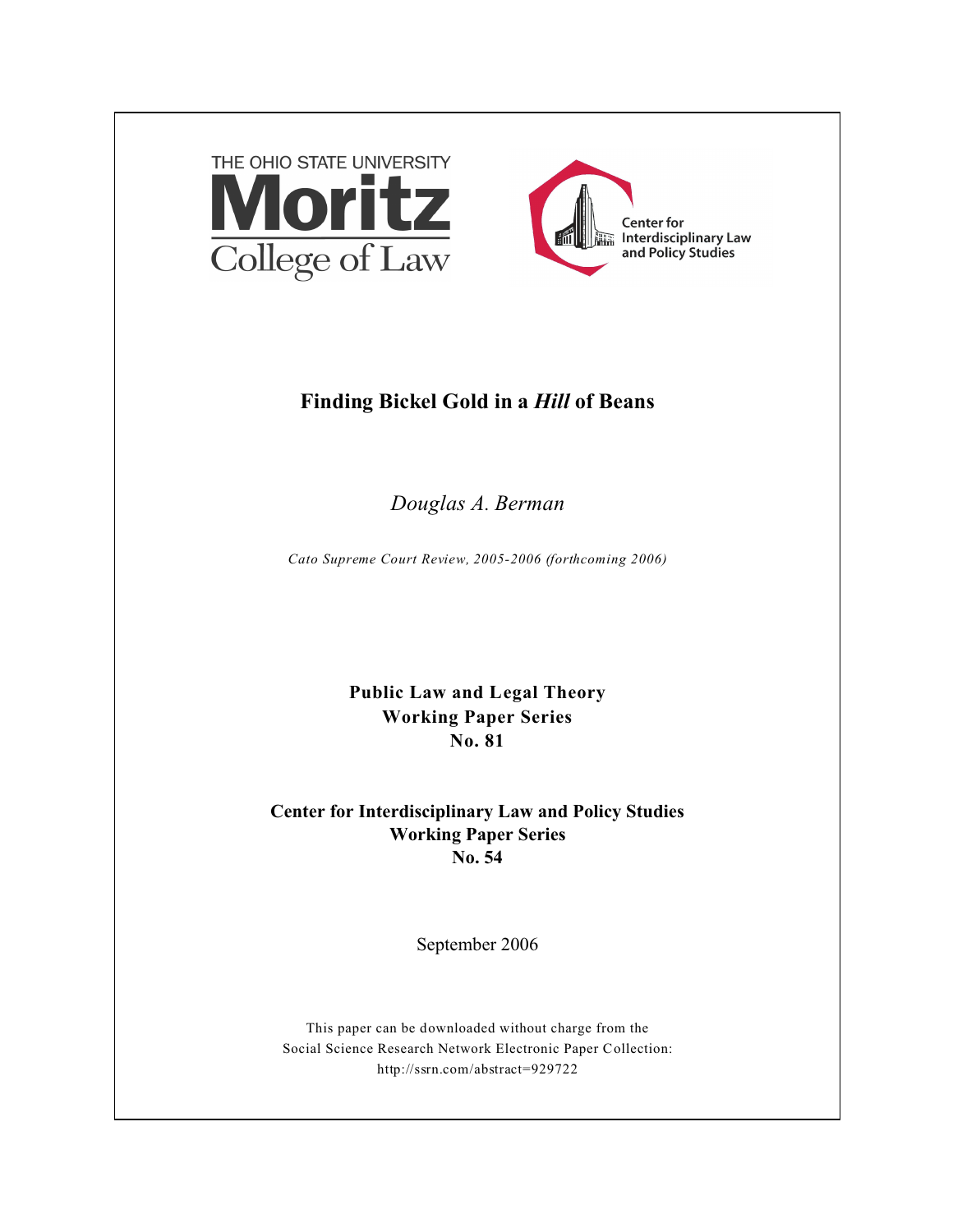THE OHIO STATE UNIVERSITY

**Moritz**

College of Law

Center for Interdisciplinary Law and Policy Studies

# Finding Bickel Gold in a *Hill* of Beans

*Douglas A. Berman*

*Cato Supreme Court Review, 2005-2006 (forthcoming 2006)*

**Public Law and Legal Theory**
**Working Paper Series**
**No. 81**

**Center for Interdisciplinary Law and Policy Studies**
**Working Paper Series**
**No. 54**

September 2006

This paper can be downloaded without charge from the
Social Science Research Network Electronic Paper Collection:
http://ssrn.com/abstract=929722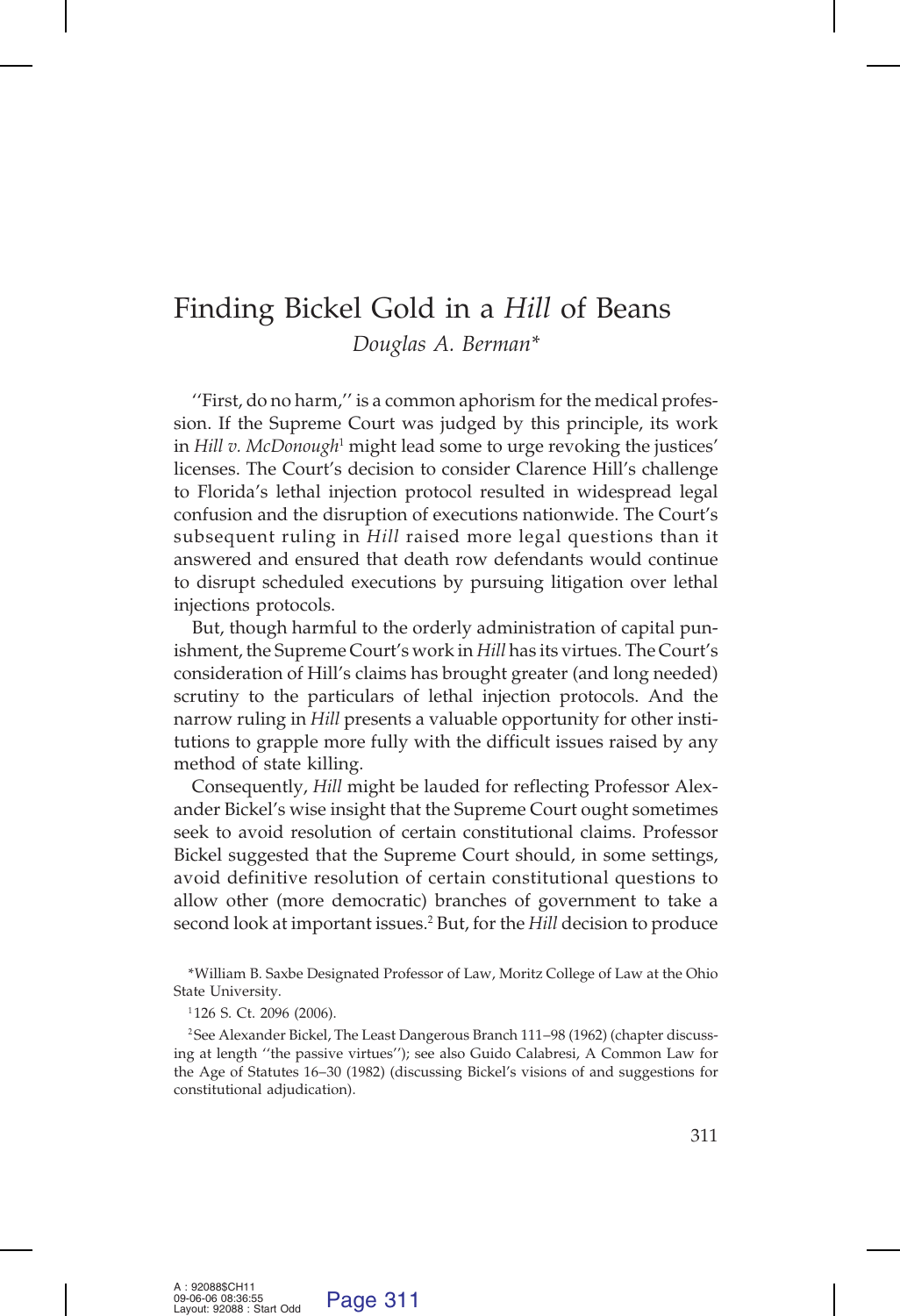# Finding Bickel Gold in a *Hill* of Beans

*Douglas A. Berman**

''First, do no harm,'' is a common aphorism for the medical profession. If the Supreme Court was judged by this principle, its work in *Hill v. McDonough*[1] might lead some to urge revoking the justices' licenses. The Court's decision to consider Clarence Hill's challenge to Florida's lethal injection protocol resulted in widespread legal confusion and the disruption of executions nationwide. The Court's subsequent ruling in *Hill* raised more legal questions than it answered and ensured that death row defendants would continue to disrupt scheduled executions by pursuing litigation over lethal injections protocols.

But, though harmful to the orderly administration of capital punishment, the Supreme Court's work in *Hill* has its virtues. The Court's consideration of Hill's claims has brought greater (and long needed) scrutiny to the particulars of lethal injection protocols. And the narrow ruling in *Hill* presents a valuable opportunity for other institutions to grapple more fully with the difficult issues raised by any method of state killing.

Consequently, *Hill* might be lauded for reflecting Professor Alexander Bickel's wise insight that the Supreme Court ought sometimes seek to avoid resolution of certain constitutional claims. Professor Bickel suggested that the Supreme Court should, in some settings, avoid definitive resolution of certain constitutional questions to allow other (more democratic) branches of government to take a second look at important issues.[2] But, for the *Hill* decision to produce

*William B. Saxbe Designated Professor of Law, Moritz College of Law at the Ohio State University.

[1] 126 S. Ct. 2096 (2006).

[2] See Alexander Bickel, The Least Dangerous Branch 111–98 (1962) (chapter discussing at length ''the passive virtues''); see also Guido Calabresi, A Common Law for the Age of Statutes 16–30 (1982) (discussing Bickel's visions of and suggestions for constitutional adjudication).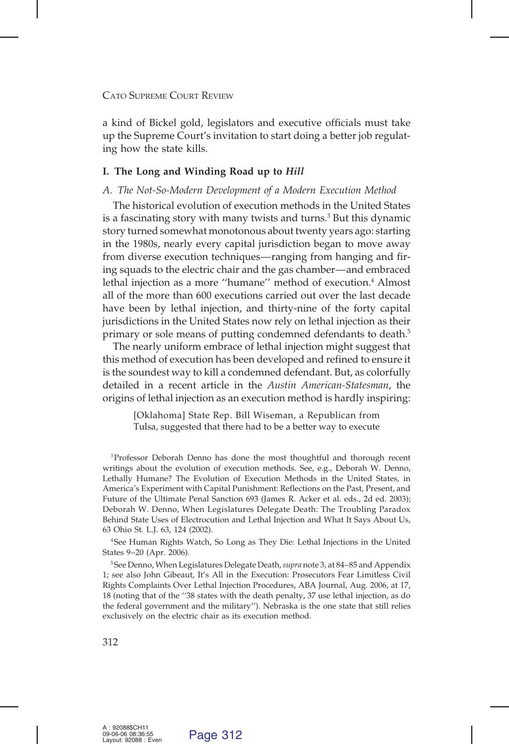a kind of Bickel gold, legislators and executive officials must take up the Supreme Court's invitation to start doing a better job regulating how the state kills.

## I. The Long and Winding Road up to *Hill*

### *A. The Not-So-Modern Development of a Modern Execution Method*

The historical evolution of execution methods in the United States is a fascinating story with many twists and turns.[3] But this dynamic story turned somewhat monotonous about twenty years ago: starting in the 1980s, nearly every capital jurisdiction began to move away from diverse execution techniques—ranging from hanging and firing squads to the electric chair and the gas chamber—and embraced lethal injection as a more ''humane'' method of execution.[4] Almost all of the more than 600 executions carried out over the last decade have been by lethal injection, and thirty-nine of the forty capital jurisdictions in the United States now rely on lethal injection as their primary or sole means of putting condemned defendants to death.[5]

The nearly uniform embrace of lethal injection might suggest that this method of execution has been developed and refined to ensure it is the soundest way to kill a condemned defendant. But, as colorfully detailed in a recent article in the *Austin American-Statesman*, the origins of lethal injection as an execution method is hardly inspiring:

> [Oklahoma] State Rep. Bill Wiseman, a Republican from Tulsa, suggested that there had to be a better way to execute

[3] Professor Deborah Denno has done the most thoughtful and thorough recent writings about the evolution of execution methods. See, e.g., Deborah W. Denno, Lethally Humane? The Evolution of Execution Methods in the United States, in America's Experiment with Capital Punishment: Reflections on the Past, Present, and Future of the Ultimate Penal Sanction 693 (James R. Acker et al. eds., 2d ed. 2003); Deborah W. Denno, When Legislatures Delegate Death: The Troubling Paradox Behind State Uses of Electrocution and Lethal Injection and What It Says About Us, 63 Ohio St. L.J. 63, 124 (2002).

[4] See Human Rights Watch, So Long as They Die: Lethal Injections in the United States 9–20 (Apr. 2006).

[5] See Denno, When Legislatures Delegate Death, *supra* note 3, at 84–85 and Appendix 1; see also John Gibeaut, It's All in the Execution: Prosecutors Fear Limitless Civil Rights Complaints Over Lethal Injection Procedures, ABA Journal, Aug. 2006, at 17, 18 (noting that of the ''38 states with the death penalty, 37 use lethal injection, as do the federal government and the military''). Nebraska is the one state that still relies exclusively on the electric chair as its execution method.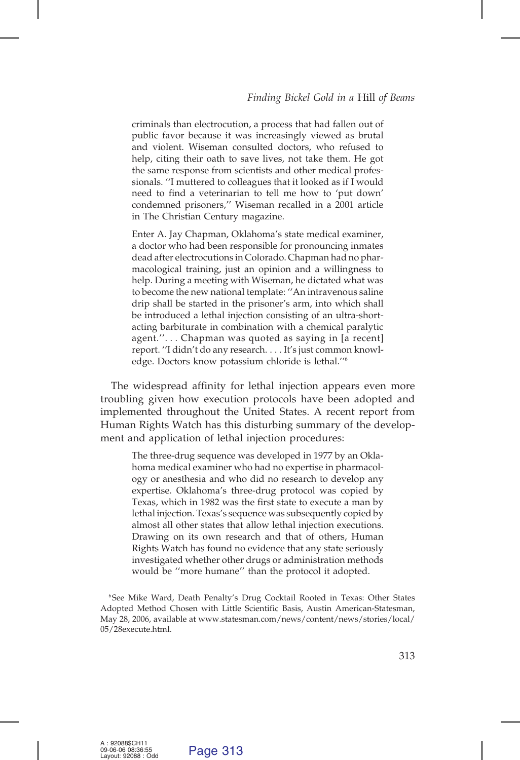> criminals than electrocution, a process that had fallen out of public favor because it was increasingly viewed as brutal and violent. Wiseman consulted doctors, who refused to help, citing their oath to save lives, not take them. He got the same response from scientists and other medical professionals. ''I muttered to colleagues that it looked as if I would need to find a veterinarian to tell me how to 'put down' condemned prisoners,'' Wiseman recalled in a 2001 article in The Christian Century magazine.
>
> Enter A. Jay Chapman, Oklahoma's state medical examiner, a doctor who had been responsible for pronouncing inmates dead after electrocutions in Colorado. Chapman had no pharmacological training, just an opinion and a willingness to help. During a meeting with Wiseman, he dictated what was to become the new national template: ''An intravenous saline drip shall be started in the prisoner's arm, into which shall be introduced a lethal injection consisting of an ultra-short-acting barbiturate in combination with a chemical paralytic agent.''. . . Chapman was quoted as saying in [a recent] report. ''I didn't do any research. . . . It's just common knowledge. Doctors know potassium chloride is lethal.''[6]

The widespread affinity for lethal injection appears even more troubling given how execution protocols have been adopted and implemented throughout the United States. A recent report from Human Rights Watch has this disturbing summary of the development and application of lethal injection procedures:

> The three-drug sequence was developed in 1977 by an Oklahoma medical examiner who had no expertise in pharmacology or anesthesia and who did no research to develop any expertise. Oklahoma's three-drug protocol was copied by Texas, which in 1982 was the first state to execute a man by lethal injection. Texas's sequence was subsequently copied by almost all other states that allow lethal injection executions. Drawing on its own research and that of others, Human Rights Watch has found no evidence that any state seriously investigated whether other drugs or administration methods would be ''more humane'' than the protocol it adopted.

[6] See Mike Ward, Death Penalty's Drug Cocktail Rooted in Texas: Other States Adopted Method Chosen with Little Scientific Basis, Austin American-Statesman, May 28, 2006, available at www.statesman.com/news/content/news/stories/local/05/28execute.html.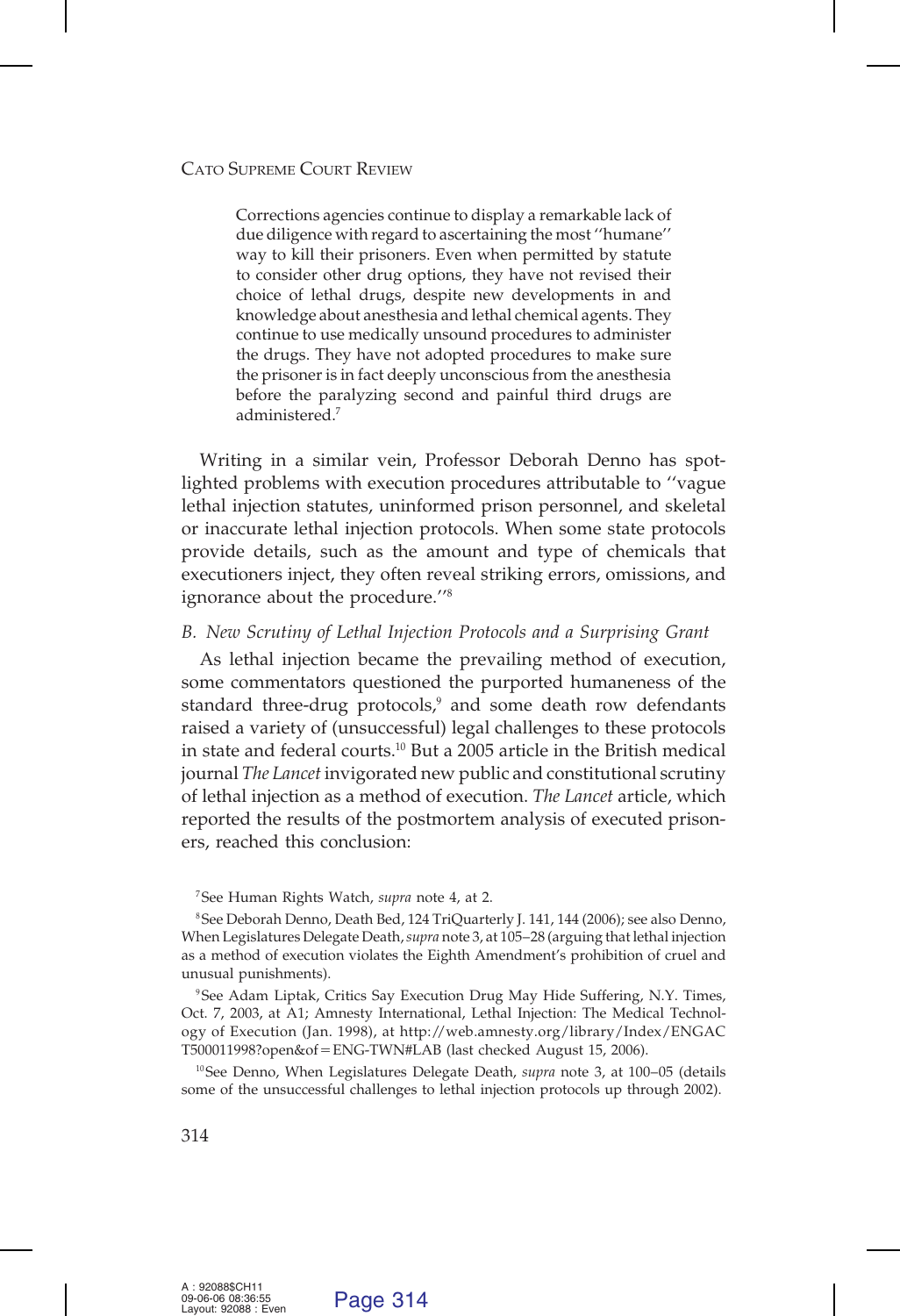> Corrections agencies continue to display a remarkable lack of due diligence with regard to ascertaining the most "humane" way to kill their prisoners. Even when permitted by statute to consider other drug options, they have not revised their choice of lethal drugs, despite new developments in and knowledge about anesthesia and lethal chemical agents. They continue to use medically unsound procedures to administer the drugs. They have not adopted procedures to make sure the prisoner is in fact deeply unconscious from the anesthesia before the paralyzing second and painful third drugs are administered.[7]

Writing in a similar vein, Professor Deborah Denno has spotlighted problems with execution procedures attributable to "vague lethal injection statutes, uninformed prison personnel, and skeletal or inaccurate lethal injection protocols. When some state protocols provide details, such as the amount and type of chemicals that executioners inject, they often reveal striking errors, omissions, and ignorance about the procedure."[8]

### *B. New Scrutiny of Lethal Injection Protocols and a Surprising Grant*

As lethal injection became the prevailing method of execution, some commentators questioned the purported humaneness of the standard three-drug protocols,[9] and some death row defendants raised a variety of (unsuccessful) legal challenges to these protocols in state and federal courts.[10] But a 2005 article in the British medical journal *The Lancet* invigorated new public and constitutional scrutiny of lethal injection as a method of execution. *The Lancet* article, which reported the results of the postmortem analysis of executed prisoners, reached this conclusion:

---

[7] See Human Rights Watch, *supra* note 4, at 2.

[8] See Deborah Denno, Death Bed, 124 TriQuarterly J. 141, 144 (2006); see also Denno, When Legislatures Delegate Death, *supra* note 3, at 105–28 (arguing that lethal injection as a method of execution violates the Eighth Amendment's prohibition of cruel and unusual punishments).

[9] See Adam Liptak, Critics Say Execution Drug May Hide Suffering, N.Y. Times, Oct. 7, 2003, at A1; Amnesty International, Lethal Injection: The Medical Technology of Execution (Jan. 1998), at http://web.amnesty.org/library/Index/ENGACT500011998?open&of=ENG-TWN#LAB (last checked August 15, 2006).

[10] See Denno, When Legislatures Delegate Death, *supra* note 3, at 100–05 (details some of the unsuccessful challenges to lethal injection protocols up through 2002).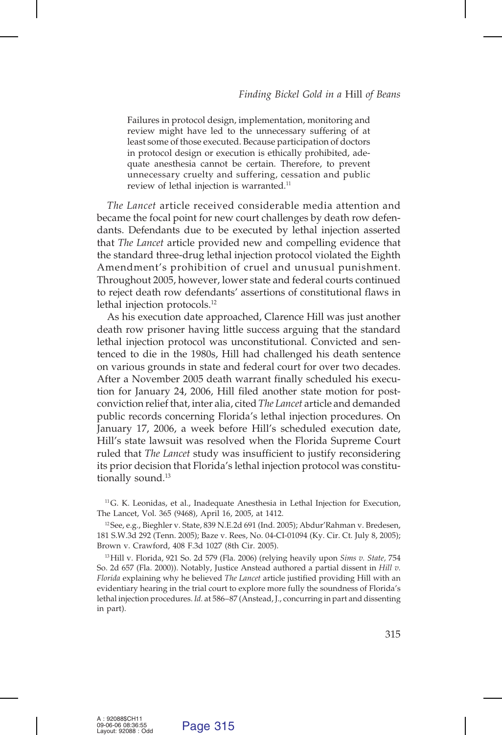> Failures in protocol design, implementation, monitoring and review might have led to the unnecessary suffering of at least some of those executed. Because participation of doctors in protocol design or execution is ethically prohibited, adequate anesthesia cannot be certain. Therefore, to prevent unnecessary cruelty and suffering, cessation and public review of lethal injection is warranted.[11]

*The Lancet* article received considerable media attention and became the focal point for new court challenges by death row defendants. Defendants due to be executed by lethal injection asserted that *The Lancet* article provided new and compelling evidence that the standard three-drug lethal injection protocol violated the Eighth Amendment's prohibition of cruel and unusual punishment. Throughout 2005, however, lower state and federal courts continued to reject death row defendants' assertions of constitutional flaws in lethal injection protocols.[12]

As his execution date approached, Clarence Hill was just another death row prisoner having little success arguing that the standard lethal injection protocol was unconstitutional. Convicted and sentenced to die in the 1980s, Hill had challenged his death sentence on various grounds in state and federal court for over two decades. After a November 2005 death warrant finally scheduled his execution for January 24, 2006, Hill filed another state motion for postconviction relief that, inter alia, cited *The Lancet* article and demanded public records concerning Florida's lethal injection procedures. On January 17, 2006, a week before Hill's scheduled execution date, Hill's state lawsuit was resolved when the Florida Supreme Court ruled that *The Lancet* study was insufficient to justify reconsidering its prior decision that Florida's lethal injection protocol was constitutionally sound.[13]

[11] G. K. Leonidas, et al., Inadequate Anesthesia in Lethal Injection for Execution, The Lancet, Vol. 365 (9468), April 16, 2005, at 1412.

[12] See, e.g., Bieghler v. State, 839 N.E.2d 691 (Ind. 2005); Abdur'Rahman v. Bredesen, 181 S.W.3d 292 (Tenn. 2005); Baze v. Rees, No. 04-CI-01094 (Ky. Cir. Ct. July 8, 2005); Brown v. Crawford, 408 F.3d 1027 (8th Cir. 2005).

[13] Hill v. Florida, 921 So. 2d 579 (Fla. 2006) (relying heavily upon *Sims v. State*, 754 So. 2d 657 (Fla. 2000)). Notably, Justice Anstead authored a partial dissent in *Hill v. Florida* explaining why he believed *The Lancet* article justified providing Hill with an evidentiary hearing in the trial court to explore more fully the soundness of Florida's lethal injection procedures. *Id.* at 586–87 (Anstead, J., concurring in part and dissenting in part).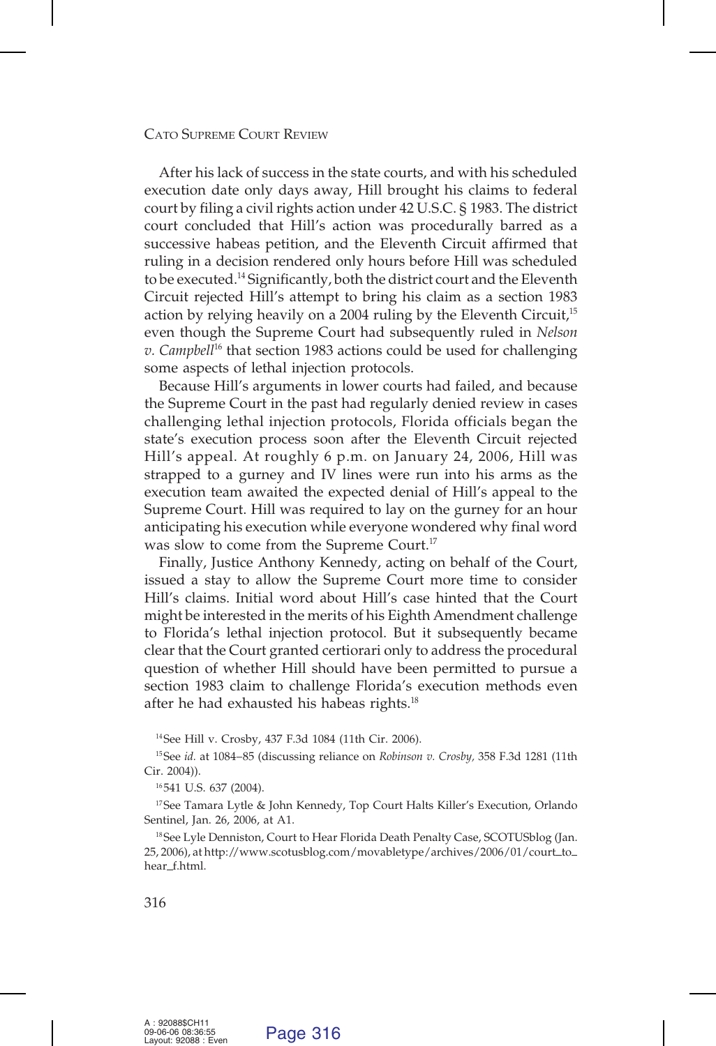After his lack of success in the state courts, and with his scheduled execution date only days away, Hill brought his claims to federal court by filing a civil rights action under 42 U.S.C. § 1983. The district court concluded that Hill's action was procedurally barred as a successive habeas petition, and the Eleventh Circuit affirmed that ruling in a decision rendered only hours before Hill was scheduled to be executed.[14] Significantly, both the district court and the Eleventh Circuit rejected Hill's attempt to bring his claim as a section 1983 action by relying heavily on a 2004 ruling by the Eleventh Circuit,[15] even though the Supreme Court had subsequently ruled in *Nelson v. Campbell*[16] that section 1983 actions could be used for challenging some aspects of lethal injection protocols.

Because Hill's arguments in lower courts had failed, and because the Supreme Court in the past had regularly denied review in cases challenging lethal injection protocols, Florida officials began the state's execution process soon after the Eleventh Circuit rejected Hill's appeal. At roughly 6 p.m. on January 24, 2006, Hill was strapped to a gurney and IV lines were run into his arms as the execution team awaited the expected denial of Hill's appeal to the Supreme Court. Hill was required to lay on the gurney for an hour anticipating his execution while everyone wondered why final word was slow to come from the Supreme Court.[17]

Finally, Justice Anthony Kennedy, acting on behalf of the Court, issued a stay to allow the Supreme Court more time to consider Hill's claims. Initial word about Hill's case hinted that the Court might be interested in the merits of his Eighth Amendment challenge to Florida's lethal injection protocol. But it subsequently became clear that the Court granted certiorari only to address the procedural question of whether Hill should have been permitted to pursue a section 1983 claim to challenge Florida's execution methods even after he had exhausted his habeas rights.[18]

[14] See Hill v. Crosby, 437 F.3d 1084 (11th Cir. 2006).

[15] See *id.* at 1084–85 (discussing reliance on *Robinson v. Crosby,* 358 F.3d 1281 (11th Cir. 2004)).

[16] 541 U.S. 637 (2004).

[17] See Tamara Lytle & John Kennedy, Top Court Halts Killer's Execution, Orlando Sentinel, Jan. 26, 2006, at A1.

[18] See Lyle Denniston, Court to Hear Florida Death Penalty Case, SCOTUSblog (Jan. 25, 2006), at http://www.scotusblog.com/movabletype/archives/2006/01/court_to_hear_f.html.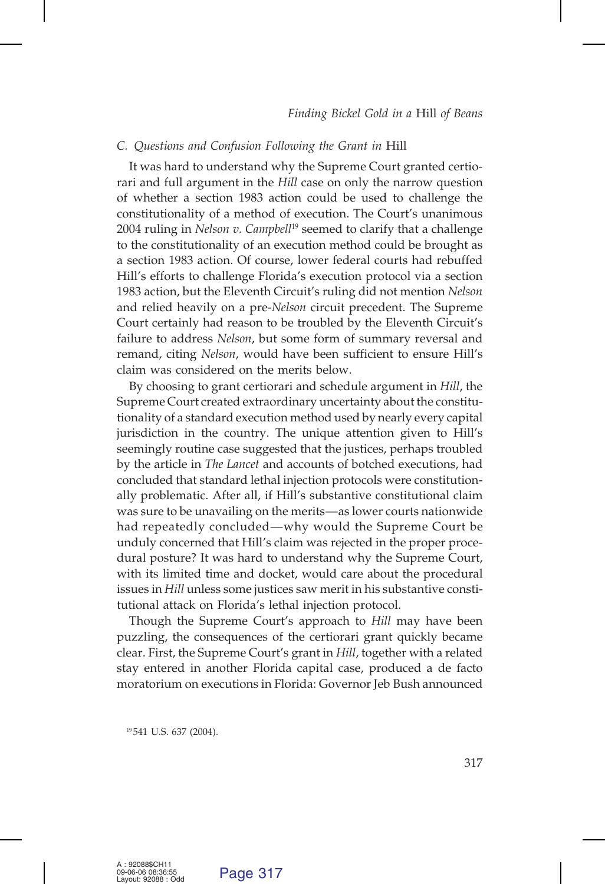### *C. Questions and Confusion Following the Grant in* Hill

It was hard to understand why the Supreme Court granted certiorari and full argument in the *Hill* case on only the narrow question of whether a section 1983 action could be used to challenge the constitutionality of a method of execution. The Court's unanimous 2004 ruling in *Nelson v. Campbell*[19] seemed to clarify that a challenge to the constitutionality of an execution method could be brought as a section 1983 action. Of course, lower federal courts had rebuffed Hill's efforts to challenge Florida's execution protocol via a section 1983 action, but the Eleventh Circuit's ruling did not mention *Nelson* and relied heavily on a pre-*Nelson* circuit precedent. The Supreme Court certainly had reason to be troubled by the Eleventh Circuit's failure to address *Nelson*, but some form of summary reversal and remand, citing *Nelson*, would have been sufficient to ensure Hill's claim was considered on the merits below.

By choosing to grant certiorari and schedule argument in *Hill*, the Supreme Court created extraordinary uncertainty about the constitutionality of a standard execution method used by nearly every capital jurisdiction in the country. The unique attention given to Hill's seemingly routine case suggested that the justices, perhaps troubled by the article in *The Lancet* and accounts of botched executions, had concluded that standard lethal injection protocols were constitutionally problematic. After all, if Hill's substantive constitutional claim was sure to be unavailing on the merits—as lower courts nationwide had repeatedly concluded—why would the Supreme Court be unduly concerned that Hill's claim was rejected in the proper procedural posture? It was hard to understand why the Supreme Court, with its limited time and docket, would care about the procedural issues in *Hill* unless some justices saw merit in his substantive constitutional attack on Florida's lethal injection protocol.

Though the Supreme Court's approach to *Hill* may have been puzzling, the consequences of the certiorari grant quickly became clear. First, the Supreme Court's grant in *Hill*, together with a related stay entered in another Florida capital case, produced a de facto moratorium on executions in Florida: Governor Jeb Bush announced

[19] 541 U.S. 637 (2004).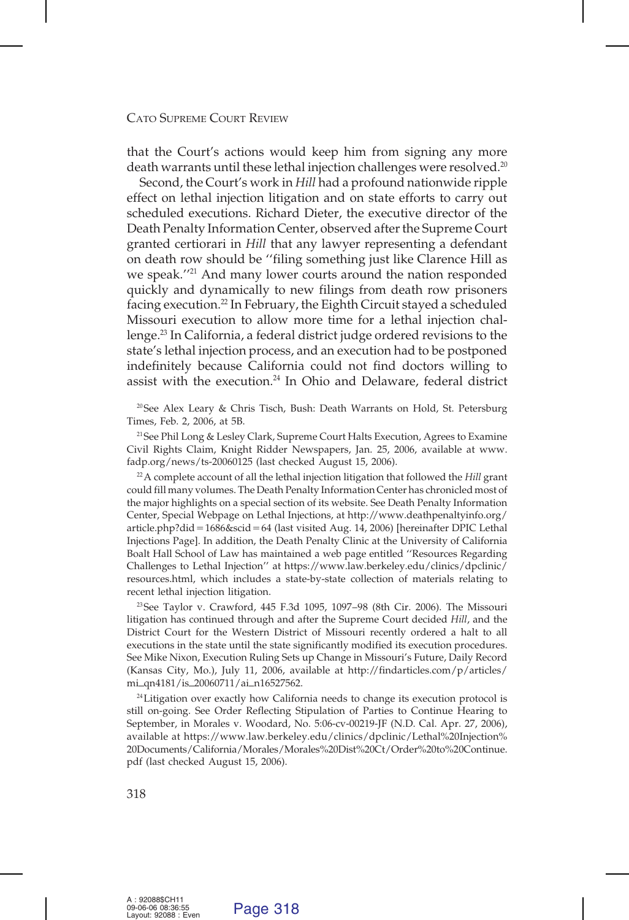that the Court's actions would keep him from signing any more death warrants until these lethal injection challenges were resolved.[20]

Second, the Court's work in *Hill* had a profound nationwide ripple effect on lethal injection litigation and on state efforts to carry out scheduled executions. Richard Dieter, the executive director of the Death Penalty Information Center, observed after the Supreme Court granted certiorari in *Hill* that any lawyer representing a defendant on death row should be ''filing something just like Clarence Hill as we speak.''[21] And many lower courts around the nation responded quickly and dynamically to new filings from death row prisoners facing execution.[22] In February, the Eighth Circuit stayed a scheduled Missouri execution to allow more time for a lethal injection challenge.[23] In California, a federal district judge ordered revisions to the state's lethal injection process, and an execution had to be postponed indefinitely because California could not find doctors willing to assist with the execution.[24] In Ohio and Delaware, federal district

[20] See Alex Leary & Chris Tisch, Bush: Death Warrants on Hold, St. Petersburg Times, Feb. 2, 2006, at 5B.

[21] See Phil Long & Lesley Clark, Supreme Court Halts Execution, Agrees to Examine Civil Rights Claim, Knight Ridder Newspapers, Jan. 25, 2006, available at www.fadp.org/news/ts-20060125 (last checked August 15, 2006).

[22] A complete account of all the lethal injection litigation that followed the *Hill* grant could fill many volumes. The Death Penalty Information Center has chronicled most of the major highlights on a special section of its website. See Death Penalty Information Center, Special Webpage on Lethal Injections, at http://www.deathpenaltyinfo.org/article.php?did=1686&scid=64 (last visited Aug. 14, 2006) [hereinafter DPIC Lethal Injections Page]. In addition, the Death Penalty Clinic at the University of California Boalt Hall School of Law has maintained a web page entitled ''Resources Regarding Challenges to Lethal Injection'' at https://www.law.berkeley.edu/clinics/dpclinic/resources.html, which includes a state-by-state collection of materials relating to recent lethal injection litigation.

[23] See Taylor v. Crawford, 445 F.3d 1095, 1097–98 (8th Cir. 2006). The Missouri litigation has continued through and after the Supreme Court decided *Hill*, and the District Court for the Western District of Missouri recently ordered a halt to all executions in the state until the state significantly modified its execution procedures. See Mike Nixon, Execution Ruling Sets up Change in Missouri's Future, Daily Record (Kansas City, Mo.), July 11, 2006, available at http://findarticles.com/p/articles/mi_qn4181/is_20060711/ai_n16527562.

[24] Litigation over exactly how California needs to change its execution protocol is still on-going. See Order Reflecting Stipulation of Parties to Continue Hearing to September, in Morales v. Woodard, No. 5:06-cv-00219-JF (N.D. Cal. Apr. 27, 2006), available at https://www.law.berkeley.edu/clinics/dpclinic/Lethal%20Injection%20Documents/California/Morales/Morales%20Dist%20Ct/Order%20to%20Continue.pdf (last checked August 15, 2006).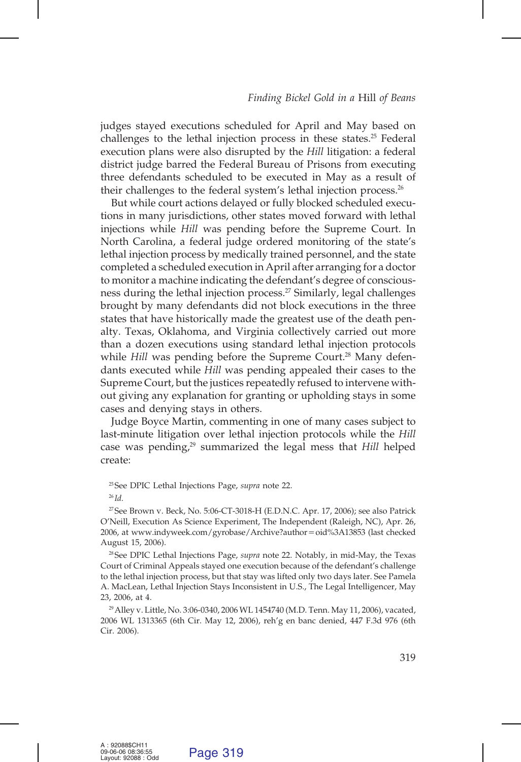judges stayed executions scheduled for April and May based on challenges to the lethal injection process in these states.[25] Federal execution plans were also disrupted by the *Hill* litigation: a federal district judge barred the Federal Bureau of Prisons from executing three defendants scheduled to be executed in May as a result of their challenges to the federal system's lethal injection process.[26]

But while court actions delayed or fully blocked scheduled executions in many jurisdictions, other states moved forward with lethal injections while *Hill* was pending before the Supreme Court. In North Carolina, a federal judge ordered monitoring of the state's lethal injection process by medically trained personnel, and the state completed a scheduled execution in April after arranging for a doctor to monitor a machine indicating the defendant's degree of consciousness during the lethal injection process.[27] Similarly, legal challenges brought by many defendants did not block executions in the three states that have historically made the greatest use of the death penalty. Texas, Oklahoma, and Virginia collectively carried out more than a dozen executions using standard lethal injection protocols while *Hill* was pending before the Supreme Court.[28] Many defendants executed while *Hill* was pending appealed their cases to the Supreme Court, but the justices repeatedly refused to intervene without giving any explanation for granting or upholding stays in some cases and denying stays in others.

Judge Boyce Martin, commenting in one of many cases subject to last-minute litigation over lethal injection protocols while the *Hill* case was pending,[29] summarized the legal mess that *Hill* helped create:

[25] See DPIC Lethal Injections Page, *supra* note 22.

[26] *Id.*

[27] See Brown v. Beck, No. 5:06-CT-3018-H (E.D.N.C. Apr. 17, 2006); see also Patrick O'Neill, Execution As Science Experiment, The Independent (Raleigh, NC), Apr. 26, 2006, at www.indyweek.com/gyrobase/Archive?author=oid%3A13853 (last checked August 15, 2006).

[28] See DPIC Lethal Injections Page, *supra* note 22. Notably, in mid-May, the Texas Court of Criminal Appeals stayed one execution because of the defendant's challenge to the lethal injection process, but that stay was lifted only two days later. See Pamela A. MacLean, Lethal Injection Stays Inconsistent in U.S., The Legal Intelligencer, May 23, 2006, at 4.

[29] Alley v. Little, No. 3:06-0340, 2006 WL 1454740 (M.D. Tenn. May 11, 2006), vacated, 2006 WL 1313365 (6th Cir. May 12, 2006), reh'g en banc denied, 447 F.3d 976 (6th Cir. 2006).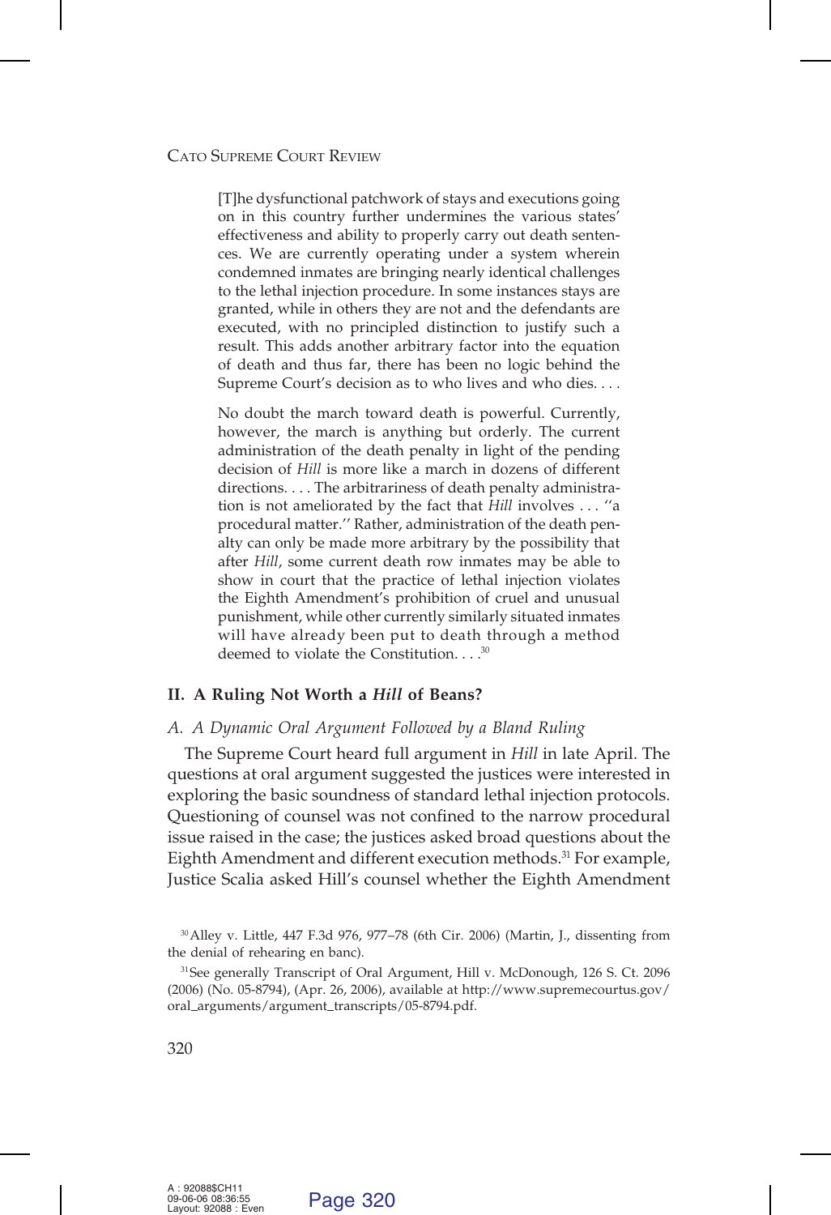> [T]he dysfunctional patchwork of stays and executions going on in this country further undermines the various states' effectiveness and ability to properly carry out death sentences. We are currently operating under a system wherein condemned inmates are bringing nearly identical challenges to the lethal injection procedure. In some instances stays are granted, while in others they are not and the defendants are executed, with no principled distinction to justify such a result. This adds another arbitrary factor into the equation of death and thus far, there has been no logic behind the Supreme Court's decision as to who lives and who dies. . . .
>
> No doubt the march toward death is powerful. Currently, however, the march is anything but orderly. The current administration of the death penalty in light of the pending decision of *Hill* is more like a march in dozens of different directions. . . . The arbitrariness of death penalty administration is not ameliorated by the fact that *Hill* involves . . . ''a procedural matter.'' Rather, administration of the death penalty can only be made more arbitrary by the possibility that after *Hill*, some current death row inmates may be able to show in court that the practice of lethal injection violates the Eighth Amendment's prohibition of cruel and unusual punishment, while other currently similarly situated inmates will have already been put to death through a method deemed to violate the Constitution. . . .[30]

## II. A Ruling Not Worth a *Hill* of Beans?

### *A. A Dynamic Oral Argument Followed by a Bland Ruling*

The Supreme Court heard full argument in *Hill* in late April. The questions at oral argument suggested the justices were interested in exploring the basic soundness of standard lethal injection protocols. Questioning of counsel was not confined to the narrow procedural issue raised in the case; the justices asked broad questions about the Eighth Amendment and different execution methods.[31] For example, Justice Scalia asked Hill's counsel whether the Eighth Amendment

---

[30] Alley v. Little, 447 F.3d 976, 977–78 (6th Cir. 2006) (Martin, J., dissenting from the denial of rehearing en banc).

[31] See generally Transcript of Oral Argument, Hill v. McDonough, 126 S. Ct. 2096 (2006) (No. 05-8794), (Apr. 26, 2006), available at http://www.supremecourtus.gov/oral_arguments/argument_transcripts/05-8794.pdf.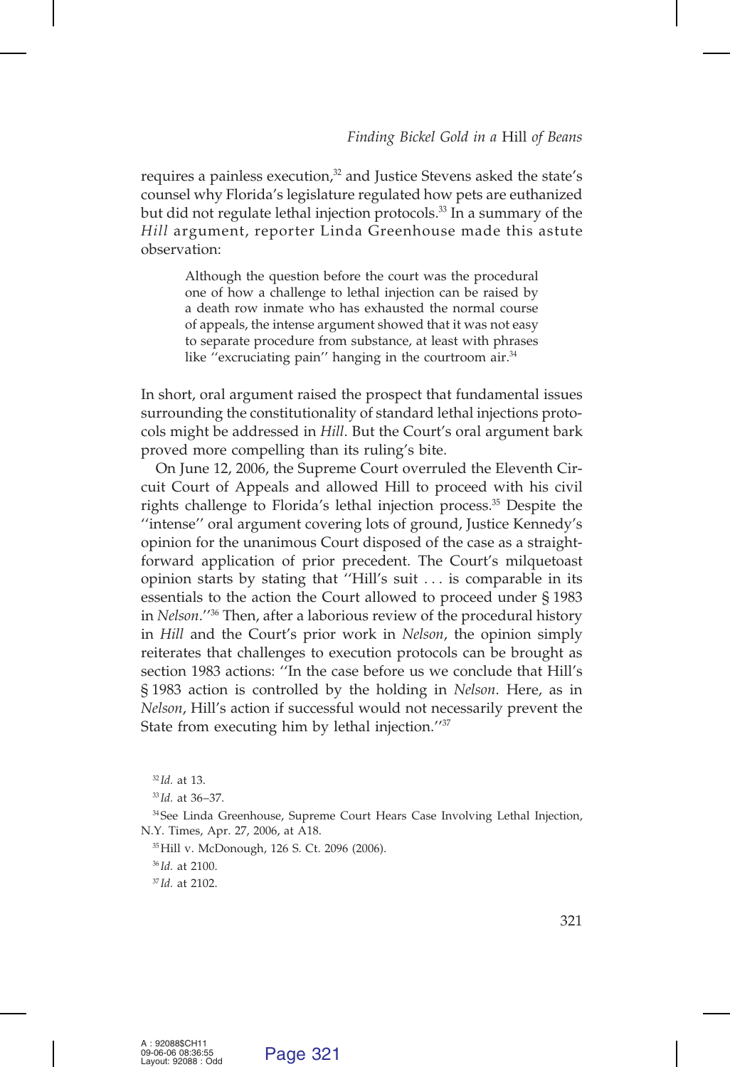requires a painless execution,[32] and Justice Stevens asked the state's counsel why Florida's legislature regulated how pets are euthanized but did not regulate lethal injection protocols.[33] In a summary of the *Hill* argument, reporter Linda Greenhouse made this astute observation:

> Although the question before the court was the procedural one of how a challenge to lethal injection can be raised by a death row inmate who has exhausted the normal course of appeals, the intense argument showed that it was not easy to separate procedure from substance, at least with phrases like ''excruciating pain'' hanging in the courtroom air.[34]

In short, oral argument raised the prospect that fundamental issues surrounding the constitutionality of standard lethal injections protocols might be addressed in *Hill*. But the Court's oral argument bark proved more compelling than its ruling's bite.

On June 12, 2006, the Supreme Court overruled the Eleventh Circuit Court of Appeals and allowed Hill to proceed with his civil rights challenge to Florida's lethal injection process.[35] Despite the ''intense'' oral argument covering lots of ground, Justice Kennedy's opinion for the unanimous Court disposed of the case as a straightforward application of prior precedent. The Court's milquetoast opinion starts by stating that ''Hill's suit . . . is comparable in its essentials to the action the Court allowed to proceed under § 1983 in *Nelson*.''[36] Then, after a laborious review of the procedural history in *Hill* and the Court's prior work in *Nelson*, the opinion simply reiterates that challenges to execution protocols can be brought as section 1983 actions: ''In the case before us we conclude that Hill's § 1983 action is controlled by the holding in *Nelson*. Here, as in *Nelson*, Hill's action if successful would not necessarily prevent the State from executing him by lethal injection.''[37]

---

[32] *Id.* at 13.

[33] *Id.* at 36–37.

[34] See Linda Greenhouse, Supreme Court Hears Case Involving Lethal Injection, N.Y. Times, Apr. 27, 2006, at A18.

[35] Hill v. McDonough, 126 S. Ct. 2096 (2006).

[36] *Id.* at 2100.

[37] *Id.* at 2102.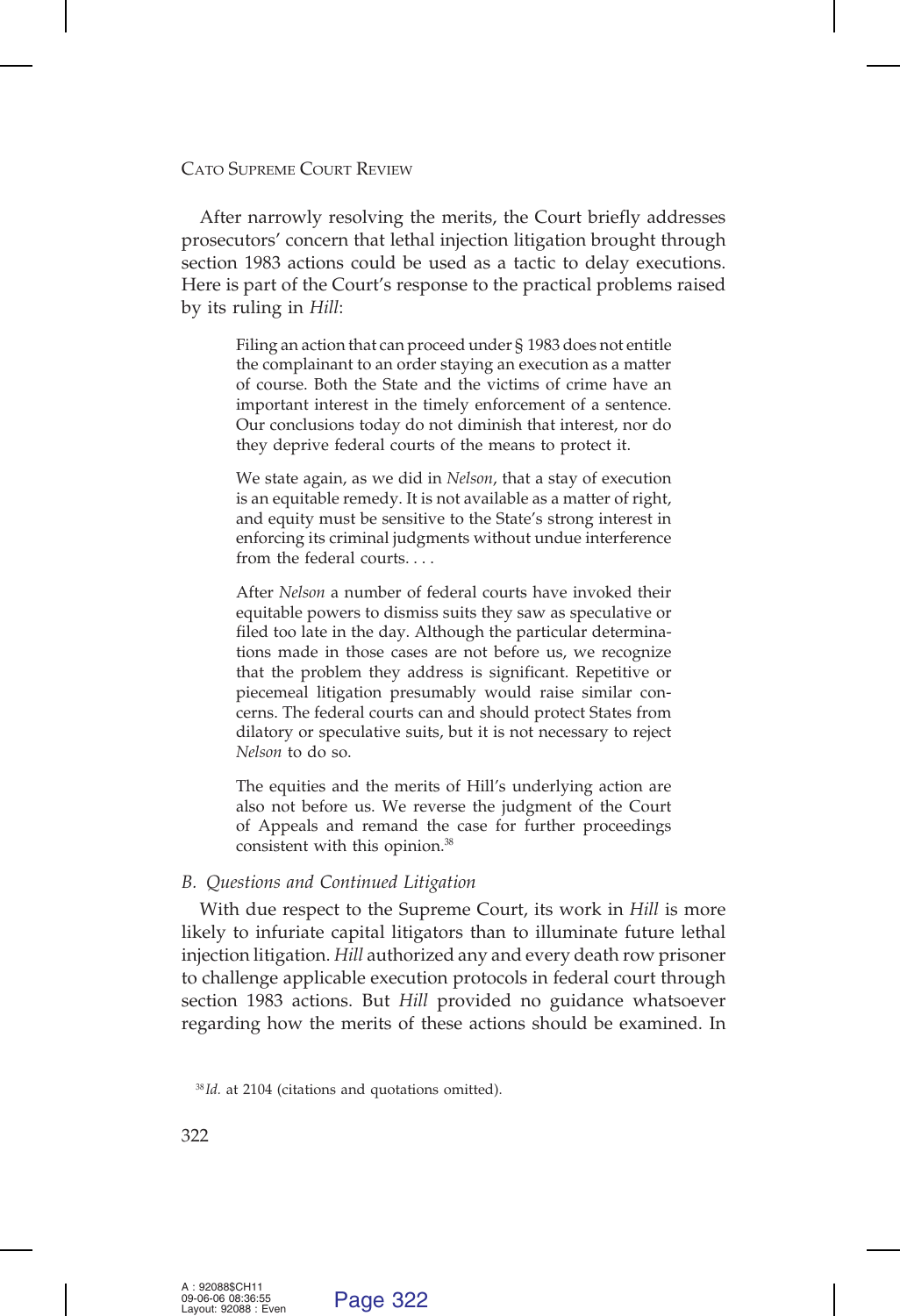After narrowly resolving the merits, the Court briefly addresses prosecutors' concern that lethal injection litigation brought through section 1983 actions could be used as a tactic to delay executions. Here is part of the Court's response to the practical problems raised by its ruling in *Hill*:

> Filing an action that can proceed under § 1983 does not entitle the complainant to an order staying an execution as a matter of course. Both the State and the victims of crime have an important interest in the timely enforcement of a sentence. Our conclusions today do not diminish that interest, nor do they deprive federal courts of the means to protect it.
>
> We state again, as we did in *Nelson*, that a stay of execution is an equitable remedy. It is not available as a matter of right, and equity must be sensitive to the State's strong interest in enforcing its criminal judgments without undue interference from the federal courts. . . .
>
> After *Nelson* a number of federal courts have invoked their equitable powers to dismiss suits they saw as speculative or filed too late in the day. Although the particular determinations made in those cases are not before us, we recognize that the problem they address is significant. Repetitive or piecemeal litigation presumably would raise similar concerns. The federal courts can and should protect States from dilatory or speculative suits, but it is not necessary to reject *Nelson* to do so.
>
> The equities and the merits of Hill's underlying action are also not before us. We reverse the judgment of the Court of Appeals and remand the case for further proceedings consistent with this opinion.[38]

### *B. Questions and Continued Litigation*

With due respect to the Supreme Court, its work in *Hill* is more likely to infuriate capital litigators than to illuminate future lethal injection litigation. *Hill* authorized any and every death row prisoner to challenge applicable execution protocols in federal court through section 1983 actions. But *Hill* provided no guidance whatsoever regarding how the merits of these actions should be examined. In

[38] *Id.* at 2104 (citations and quotations omitted).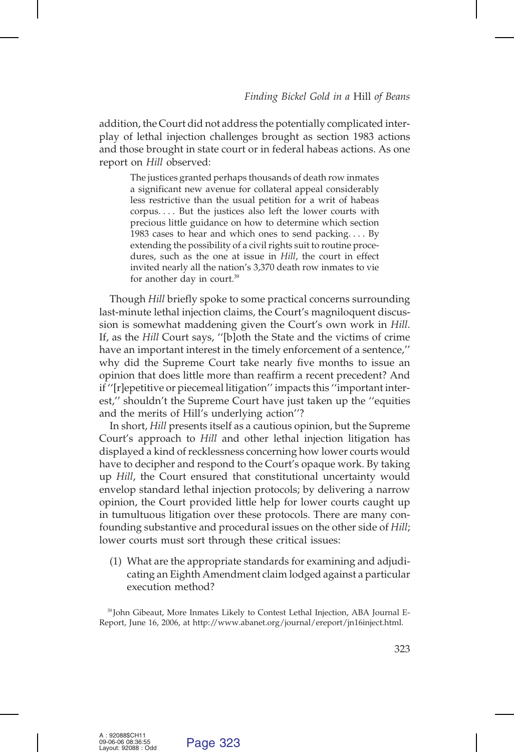addition, the Court did not address the potentially complicated interplay of lethal injection challenges brought as section 1983 actions and those brought in state court or in federal habeas actions. As one report on *Hill* observed:

> The justices granted perhaps thousands of death row inmates a significant new avenue for collateral appeal considerably less restrictive than the usual petition for a writ of habeas corpus. . . . But the justices also left the lower courts with precious little guidance on how to determine which section 1983 cases to hear and which ones to send packing. . . . By extending the possibility of a civil rights suit to routine procedures, such as the one at issue in *Hill*, the court in effect invited nearly all the nation's 3,370 death row inmates to vie for another day in court.[39]

Though *Hill* briefly spoke to some practical concerns surrounding last-minute lethal injection claims, the Court's magniloquent discussion is somewhat maddening given the Court's own work in *Hill*. If, as the *Hill* Court says, ''[b]oth the State and the victims of crime have an important interest in the timely enforcement of a sentence,'' why did the Supreme Court take nearly five months to issue an opinion that does little more than reaffirm a recent precedent? And if ''[r]epetitive or piecemeal litigation'' impacts this ''important interest,'' shouldn't the Supreme Court have just taken up the ''equities and the merits of Hill's underlying action''?

In short, *Hill* presents itself as a cautious opinion, but the Supreme Court's approach to *Hill* and other lethal injection litigation has displayed a kind of recklessness concerning how lower courts would have to decipher and respond to the Court's opaque work. By taking up *Hill*, the Court ensured that constitutional uncertainty would envelop standard lethal injection protocols; by delivering a narrow opinion, the Court provided little help for lower courts caught up in tumultuous litigation over these protocols. There are many confounding substantive and procedural issues on the other side of *Hill*; lower courts must sort through these critical issues:

(1) What are the appropriate standards for examining and adjudicating an Eighth Amendment claim lodged against a particular execution method?

[39] John Gibeaut, More Inmates Likely to Contest Lethal Injection, ABA Journal E-Report, June 16, 2006, at http://www.abanet.org/journal/ereport/jn16inject.html.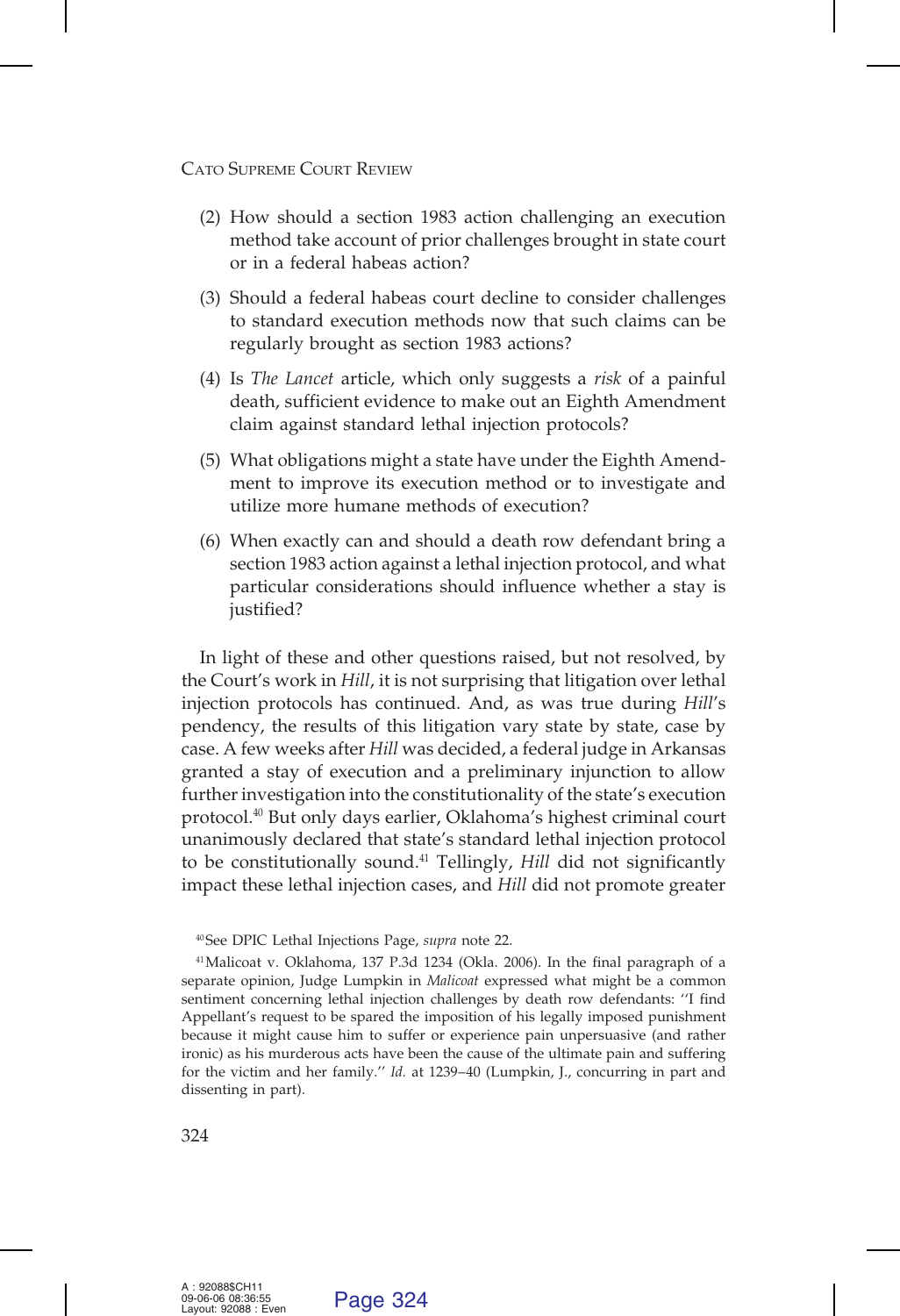(2) How should a section 1983 action challenging an execution method take account of prior challenges brought in state court or in a federal habeas action?

(3) Should a federal habeas court decline to consider challenges to standard execution methods now that such claims can be regularly brought as section 1983 actions?

(4) Is *The Lancet* article, which only suggests a *risk* of a painful death, sufficient evidence to make out an Eighth Amendment claim against standard lethal injection protocols?

(5) What obligations might a state have under the Eighth Amendment to improve its execution method or to investigate and utilize more humane methods of execution?

(6) When exactly can and should a death row defendant bring a section 1983 action against a lethal injection protocol, and what particular considerations should influence whether a stay is justified?

In light of these and other questions raised, but not resolved, by the Court's work in *Hill*, it is not surprising that litigation over lethal injection protocols has continued. And, as was true during *Hill*'s pendency, the results of this litigation vary state by state, case by case. A few weeks after *Hill* was decided, a federal judge in Arkansas granted a stay of execution and a preliminary injunction to allow further investigation into the constitutionality of the state's execution protocol.[40] But only days earlier, Oklahoma's highest criminal court unanimously declared that state's standard lethal injection protocol to be constitutionally sound.[41] Tellingly, *Hill* did not significantly impact these lethal injection cases, and *Hill* did not promote greater

[40] See DPIC Lethal Injections Page, *supra* note 22.

[41] Malicoat v. Oklahoma, 137 P.3d 1234 (Okla. 2006). In the final paragraph of a separate opinion, Judge Lumpkin in *Malicoat* expressed what might be a common sentiment concerning lethal injection challenges by death row defendants: "I find Appellant's request to be spared the imposition of his legally imposed punishment because it might cause him to suffer or experience pain unpersuasive (and rather ironic) as his murderous acts have been the cause of the ultimate pain and suffering for the victim and her family." *Id.* at 1239–40 (Lumpkin, J., concurring in part and dissenting in part).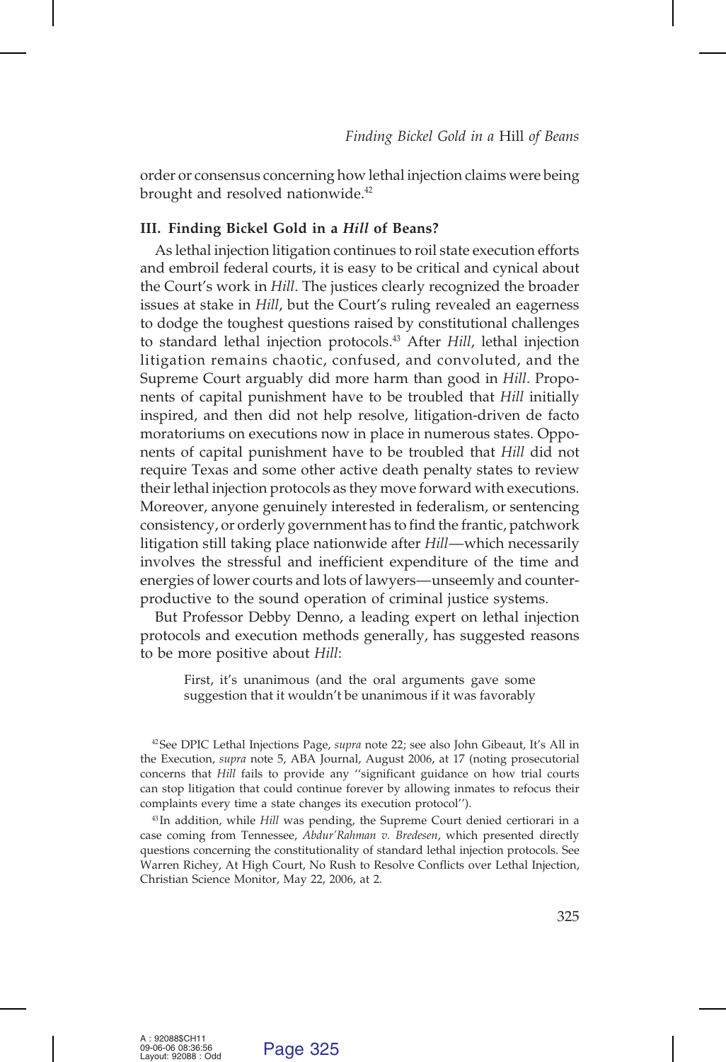order or consensus concerning how lethal injection claims were being brought and resolved nationwide.[42]

### III. Finding Bickel Gold in a *Hill* of Beans?

As lethal injection litigation continues to roil state execution efforts and embroil federal courts, it is easy to be critical and cynical about the Court's work in *Hill*. The justices clearly recognized the broader issues at stake in *Hill*, but the Court's ruling revealed an eagerness to dodge the toughest questions raised by constitutional challenges to standard lethal injection protocols.[43] After *Hill*, lethal injection litigation remains chaotic, confused, and convoluted, and the Supreme Court arguably did more harm than good in *Hill*. Proponents of capital punishment have to be troubled that *Hill* initially inspired, and then did not help resolve, litigation-driven de facto moratoriums on executions now in place in numerous states. Opponents of capital punishment have to be troubled that *Hill* did not require Texas and some other active death penalty states to review their lethal injection protocols as they move forward with executions. Moreover, anyone genuinely interested in federalism, or sentencing consistency, or orderly government has to find the frantic, patchwork litigation still taking place nationwide after *Hill*—which necessarily involves the stressful and inefficient expenditure of the time and energies of lower courts and lots of lawyers—unseemly and counterproductive to the sound operation of criminal justice systems.

But Professor Debby Denno, a leading expert on lethal injection protocols and execution methods generally, has suggested reasons to be more positive about *Hill*:

> First, it's unanimous (and the oral arguments gave some suggestion that it wouldn't be unanimous if it was favorably

[42] See DPIC Lethal Injections Page, *supra* note 22; see also John Gibeaut, It's All in the Execution, *supra* note 5, ABA Journal, August 2006, at 17 (noting prosecutorial concerns that *Hill* fails to provide any ''significant guidance on how trial courts can stop litigation that could continue forever by allowing inmates to refocus their complaints every time a state changes its execution protocol'').

[43] In addition, while *Hill* was pending, the Supreme Court denied certiorari in a case coming from Tennessee, *Abdur'Rahman v. Bredesen*, which presented directly questions concerning the constitutionality of standard lethal injection protocols. See Warren Richey, At High Court, No Rush to Resolve Conflicts over Lethal Injection, Christian Science Monitor, May 22, 2006, at 2.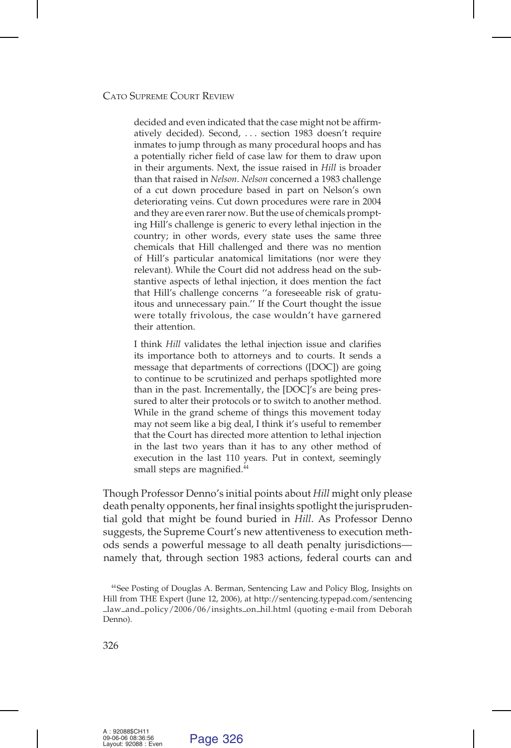> decided and even indicated that the case might not be affirmatively decided). Second, . . . section 1983 doesn't require inmates to jump through as many procedural hoops and has a potentially richer field of case law for them to draw upon in their arguments. Next, the issue raised in *Hill* is broader than that raised in *Nelson*. *Nelson* concerned a 1983 challenge of a cut down procedure based in part on Nelson's own deteriorating veins. Cut down procedures were rare in 2004 and they are even rarer now. But the use of chemicals prompting Hill's challenge is generic to every lethal injection in the country; in other words, every state uses the same three chemicals that Hill challenged and there was no mention of Hill's particular anatomical limitations (nor were they relevant). While the Court did not address head on the substantive aspects of lethal injection, it does mention the fact that Hill's challenge concerns ''a foreseeable risk of gratuitous and unnecessary pain.'' If the Court thought the issue were totally frivolous, the case wouldn't have garnered their attention.
>
> I think *Hill* validates the lethal injection issue and clarifies its importance both to attorneys and to courts. It sends a message that departments of corrections ([DOC]) are going to continue to be scrutinized and perhaps spotlighted more than in the past. Incrementally, the [DOC]'s are being pressured to alter their protocols or to switch to another method. While in the grand scheme of things this movement today may not seem like a big deal, I think it's useful to remember that the Court has directed more attention to lethal injection in the last two years than it has to any other method of execution in the last 110 years. Put in context, seemingly small steps are magnified.[44]

Though Professor Denno's initial points about *Hill* might only please death penalty opponents, her final insights spotlight the jurisprudential gold that might be found buried in *Hill*. As Professor Denno suggests, the Supreme Court's new attentiveness to execution methods sends a powerful message to all death penalty jurisdictions—namely that, through section 1983 actions, federal courts can and

[44]See Posting of Douglas A. Berman, Sentencing Law and Policy Blog, Insights on Hill from THE Expert (June 12, 2006), at http://sentencing.typepad.com/sentencing_law_and_policy/2006/06/insights_on_hil.html (quoting e-mail from Deborah Denno).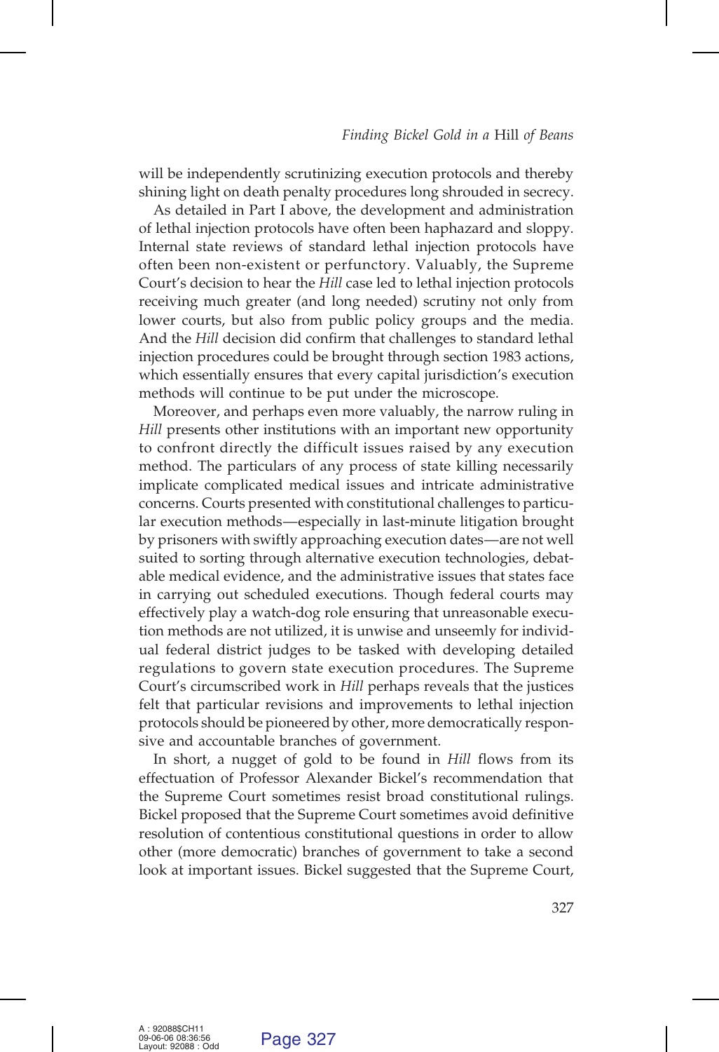will be independently scrutinizing execution protocols and thereby shining light on death penalty procedures long shrouded in secrecy.

As detailed in Part I above, the development and administration of lethal injection protocols have often been haphazard and sloppy. Internal state reviews of standard lethal injection protocols have often been non-existent or perfunctory. Valuably, the Supreme Court's decision to hear the *Hill* case led to lethal injection protocols receiving much greater (and long needed) scrutiny not only from lower courts, but also from public policy groups and the media. And the *Hill* decision did confirm that challenges to standard lethal injection procedures could be brought through section 1983 actions, which essentially ensures that every capital jurisdiction's execution methods will continue to be put under the microscope.

Moreover, and perhaps even more valuably, the narrow ruling in *Hill* presents other institutions with an important new opportunity to confront directly the difficult issues raised by any execution method. The particulars of any process of state killing necessarily implicate complicated medical issues and intricate administrative concerns. Courts presented with constitutional challenges to particular execution methods—especially in last-minute litigation brought by prisoners with swiftly approaching execution dates—are not well suited to sorting through alternative execution technologies, debatable medical evidence, and the administrative issues that states face in carrying out scheduled executions. Though federal courts may effectively play a watch-dog role ensuring that unreasonable execution methods are not utilized, it is unwise and unseemly for individual federal district judges to be tasked with developing detailed regulations to govern state execution procedures. The Supreme Court's circumscribed work in *Hill* perhaps reveals that the justices felt that particular revisions and improvements to lethal injection protocols should be pioneered by other, more democratically responsive and accountable branches of government.

In short, a nugget of gold to be found in *Hill* flows from its effectuation of Professor Alexander Bickel's recommendation that the Supreme Court sometimes resist broad constitutional rulings. Bickel proposed that the Supreme Court sometimes avoid definitive resolution of contentious constitutional questions in order to allow other (more democratic) branches of government to take a second look at important issues. Bickel suggested that the Supreme Court,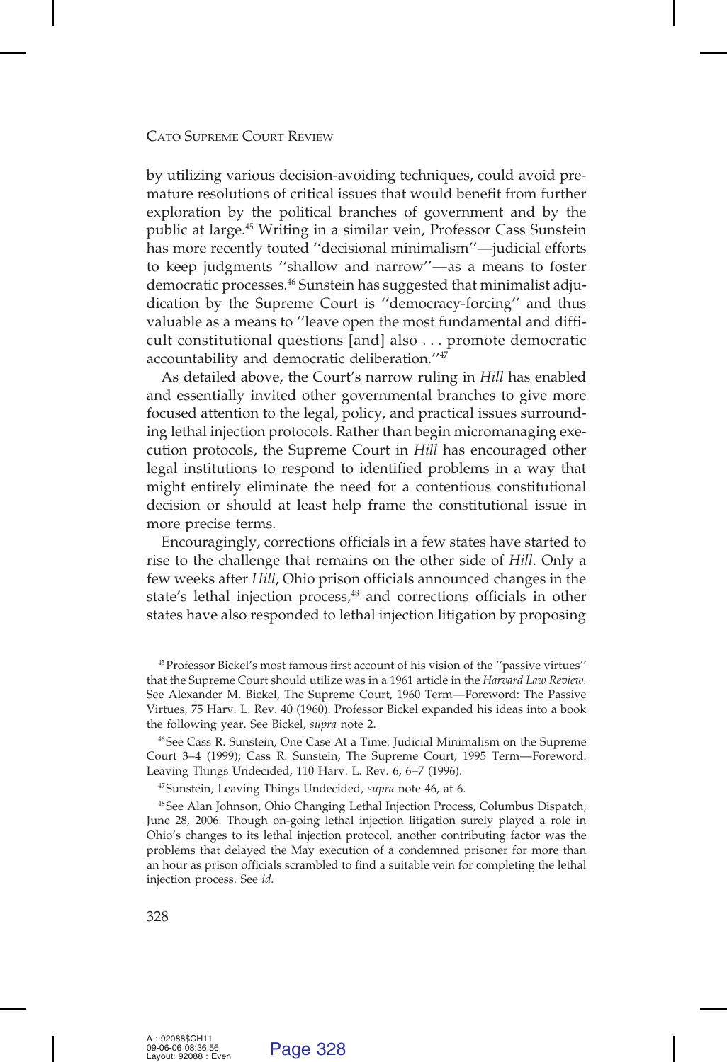by utilizing various decision-avoiding techniques, could avoid premature resolutions of critical issues that would benefit from further exploration by the political branches of government and by the public at large.[45] Writing in a similar vein, Professor Cass Sunstein has more recently touted ''decisional minimalism''—judicial efforts to keep judgments ''shallow and narrow''—as a means to foster democratic processes.[46] Sunstein has suggested that minimalist adjudication by the Supreme Court is ''democracy-forcing'' and thus valuable as a means to ''leave open the most fundamental and difficult constitutional questions [and] also . . . promote democratic accountability and democratic deliberation.''[47]

As detailed above, the Court's narrow ruling in *Hill* has enabled and essentially invited other governmental branches to give more focused attention to the legal, policy, and practical issues surrounding lethal injection protocols. Rather than begin micromanaging execution protocols, the Supreme Court in *Hill* has encouraged other legal institutions to respond to identified problems in a way that might entirely eliminate the need for a contentious constitutional decision or should at least help frame the constitutional issue in more precise terms.

Encouragingly, corrections officials in a few states have started to rise to the challenge that remains on the other side of *Hill*. Only a few weeks after *Hill*, Ohio prison officials announced changes in the state's lethal injection process,[48] and corrections officials in other states have also responded to lethal injection litigation by proposing

[45] Professor Bickel's most famous first account of his vision of the ''passive virtues'' that the Supreme Court should utilize was in a 1961 article in the *Harvard Law Review*. See Alexander M. Bickel, The Supreme Court, 1960 Term—Foreword: The Passive Virtues, 75 Harv. L. Rev. 40 (1960). Professor Bickel expanded his ideas into a book the following year. See Bickel, *supra* note 2.

[46] See Cass R. Sunstein, One Case At a Time: Judicial Minimalism on the Supreme Court 3–4 (1999); Cass R. Sunstein, The Supreme Court, 1995 Term—Foreword: Leaving Things Undecided, 110 Harv. L. Rev. 6, 6–7 (1996).

[47] Sunstein, Leaving Things Undecided, *supra* note 46, at 6.

[48] See Alan Johnson, Ohio Changing Lethal Injection Process, Columbus Dispatch, June 28, 2006. Though on-going lethal injection litigation surely played a role in Ohio's changes to its lethal injection protocol, another contributing factor was the problems that delayed the May execution of a condemned prisoner for more than an hour as prison officials scrambled to find a suitable vein for completing the lethal injection process. See *id.*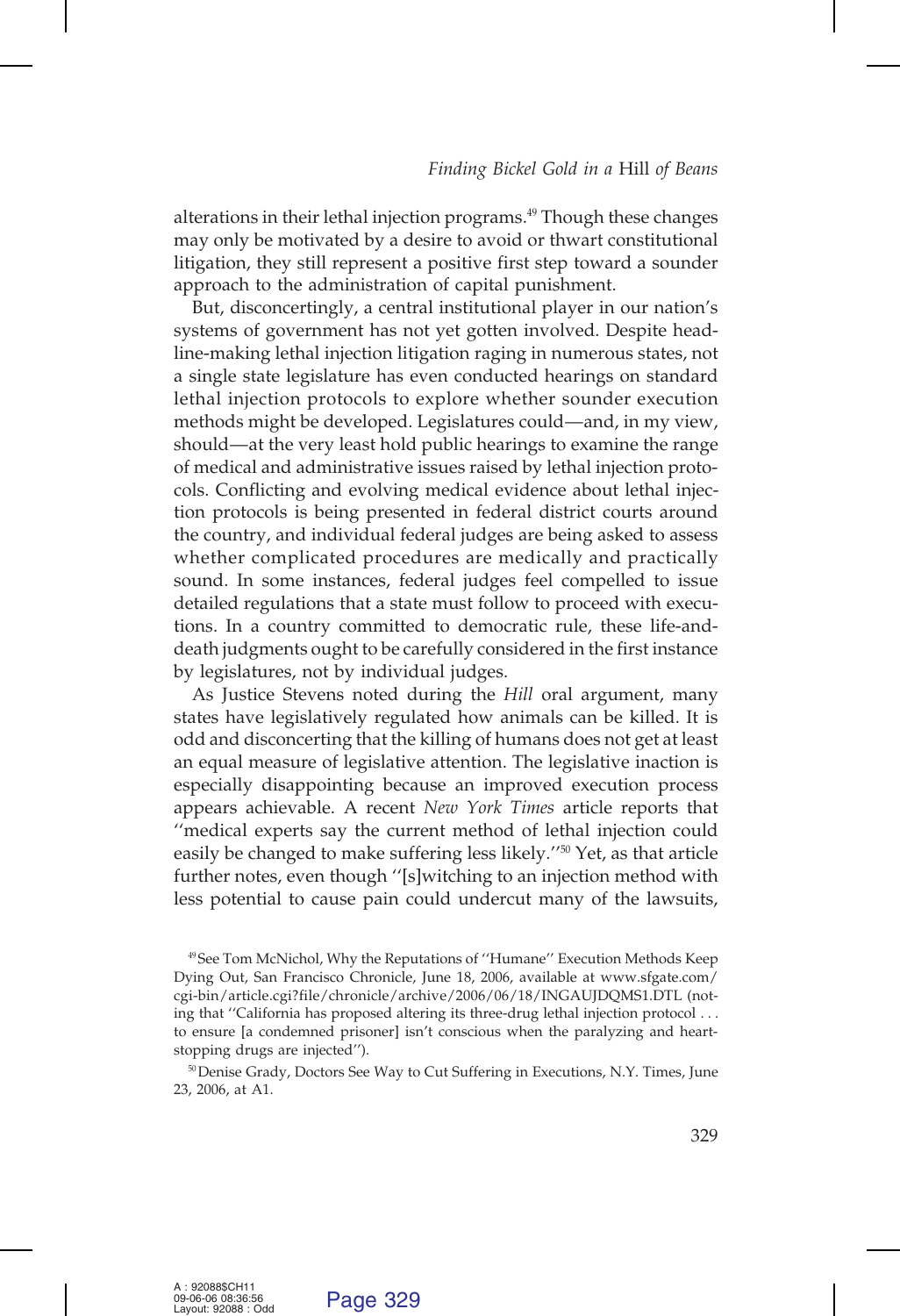alterations in their lethal injection programs.[49] Though these changes may only be motivated by a desire to avoid or thwart constitutional litigation, they still represent a positive first step toward a sounder approach to the administration of capital punishment.

But, disconcertingly, a central institutional player in our nation's systems of government has not yet gotten involved. Despite headline-making lethal injection litigation raging in numerous states, not a single state legislature has even conducted hearings on standard lethal injection protocols to explore whether sounder execution methods might be developed. Legislatures could—and, in my view, should—at the very least hold public hearings to examine the range of medical and administrative issues raised by lethal injection protocols. Conflicting and evolving medical evidence about lethal injection protocols is being presented in federal district courts around the country, and individual federal judges are being asked to assess whether complicated procedures are medically and practically sound. In some instances, federal judges feel compelled to issue detailed regulations that a state must follow to proceed with executions. In a country committed to democratic rule, these life-and-death judgments ought to be carefully considered in the first instance by legislatures, not by individual judges.

As Justice Stevens noted during the *Hill* oral argument, many states have legislatively regulated how animals can be killed. It is odd and disconcerting that the killing of humans does not get at least an equal measure of legislative attention. The legislative inaction is especially disappointing because an improved execution process appears achievable. A recent *New York Times* article reports that "medical experts say the current method of lethal injection could easily be changed to make suffering less likely."[50] Yet, as that article further notes, even though "[s]witching to an injection method with less potential to cause pain could undercut many of the lawsuits,

[49] See Tom McNichol, Why the Reputations of "Humane" Execution Methods Keep Dying Out, San Francisco Chronicle, June 18, 2006, available at www.sfgate.com/cgi-bin/article.cgi?file/chronicle/archive/2006/06/18/INGAUJDQMS1.DTL (noting that "California has proposed altering its three-drug lethal injection protocol . . . to ensure [a condemned prisoner] isn't conscious when the paralyzing and heart-stopping drugs are injected").

[50] Denise Grady, Doctors See Way to Cut Suffering in Executions, N.Y. Times, June 23, 2006, at A1.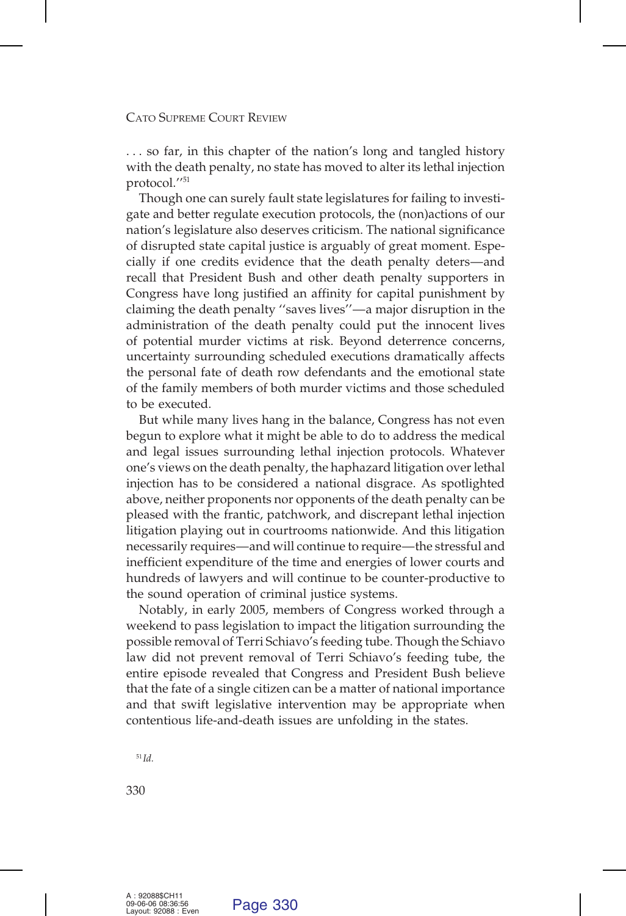. . . so far, in this chapter of the nation's long and tangled history with the death penalty, no state has moved to alter its lethal injection protocol.''[51]

Though one can surely fault state legislatures for failing to investigate and better regulate execution protocols, the (non)actions of our nation's legislature also deserves criticism. The national significance of disrupted state capital justice is arguably of great moment. Especially if one credits evidence that the death penalty deters—and recall that President Bush and other death penalty supporters in Congress have long justified an affinity for capital punishment by claiming the death penalty ''saves lives''—a major disruption in the administration of the death penalty could put the innocent lives of potential murder victims at risk. Beyond deterrence concerns, uncertainty surrounding scheduled executions dramatically affects the personal fate of death row defendants and the emotional state of the family members of both murder victims and those scheduled to be executed.

But while many lives hang in the balance, Congress has not even begun to explore what it might be able to do to address the medical and legal issues surrounding lethal injection protocols. Whatever one's views on the death penalty, the haphazard litigation over lethal injection has to be considered a national disgrace. As spotlighted above, neither proponents nor opponents of the death penalty can be pleased with the frantic, patchwork, and discrepant lethal injection litigation playing out in courtrooms nationwide. And this litigation necessarily requires—and will continue to require—the stressful and inefficient expenditure of the time and energies of lower courts and hundreds of lawyers and will continue to be counter-productive to the sound operation of criminal justice systems.

Notably, in early 2005, members of Congress worked through a weekend to pass legislation to impact the litigation surrounding the possible removal of Terri Schiavo's feeding tube. Though the Schiavo law did not prevent removal of Terri Schiavo's feeding tube, the entire episode revealed that Congress and President Bush believe that the fate of a single citizen can be a matter of national importance and that swift legislative intervention may be appropriate when contentious life-and-death issues are unfolding in the states.

[51] *Id.*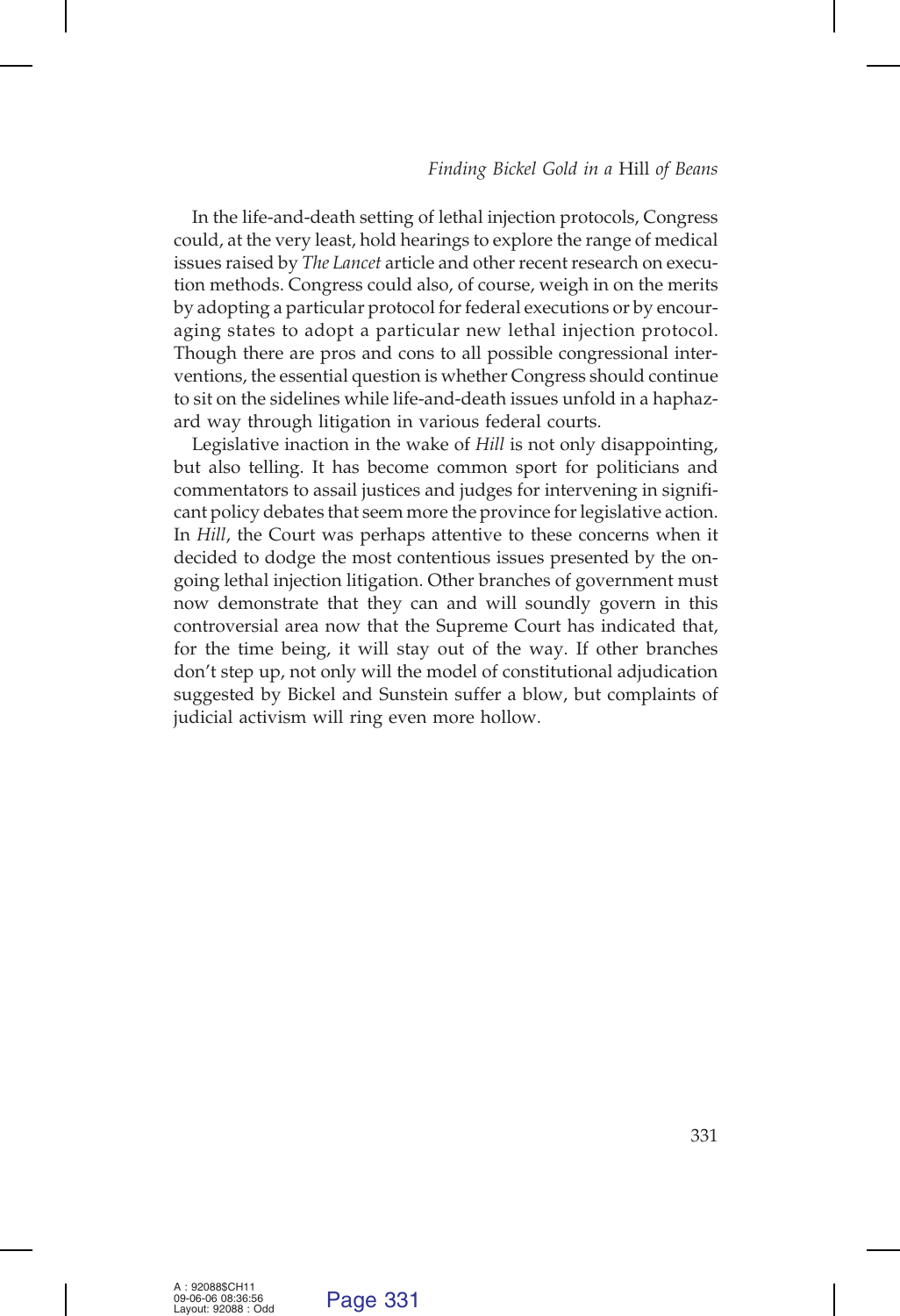In the life-and-death setting of lethal injection protocols, Congress could, at the very least, hold hearings to explore the range of medical issues raised by *The Lancet* article and other recent research on execution methods. Congress could also, of course, weigh in on the merits by adopting a particular protocol for federal executions or by encouraging states to adopt a particular new lethal injection protocol. Though there are pros and cons to all possible congressional interventions, the essential question is whether Congress should continue to sit on the sidelines while life-and-death issues unfold in a haphazard way through litigation in various federal courts.

Legislative inaction in the wake of *Hill* is not only disappointing, but also telling. It has become common sport for politicians and commentators to assail justices and judges for intervening in significant policy debates that seem more the province for legislative action. In *Hill*, the Court was perhaps attentive to these concerns when it decided to dodge the most contentious issues presented by the ongoing lethal injection litigation. Other branches of government must now demonstrate that they can and will soundly govern in this controversial area now that the Supreme Court has indicated that, for the time being, it will stay out of the way. If other branches don't step up, not only will the model of constitutional adjudication suggested by Bickel and Sunstein suffer a blow, but complaints of judicial activism will ring even more hollow.